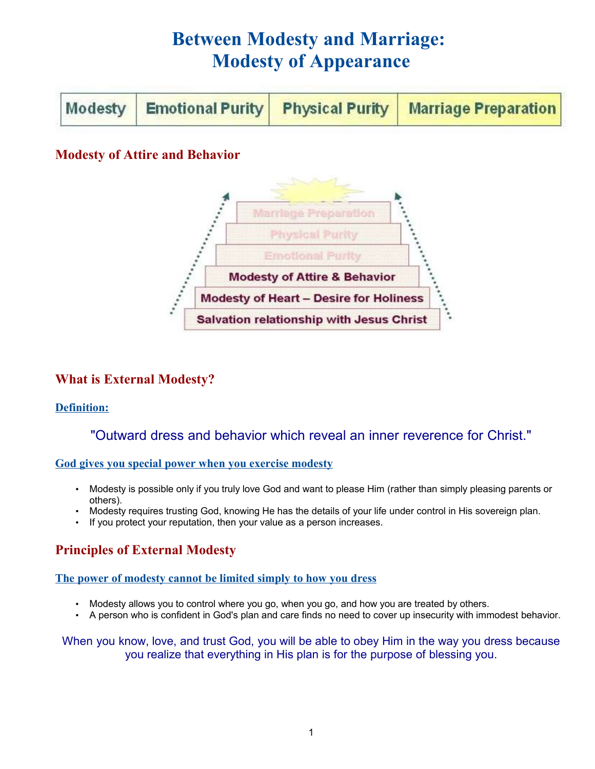# Between Modesty and Marriage:
# Modesty of Appearance

| Modesty | Emotional Purity | Physical Purity | Marriage Preparation |
| --- | --- | --- | --- |

## Modesty of Attire and Behavior

- Marriage Preparation
- Physical Purity
- Emotional Purity
- Modesty of Attire & Behavior
- Modesty of Heart – Desire for Holiness
- Salvation relationship with Jesus Christ

## What is External Modesty?

### Definition:

"Outward dress and behavior which reveal an inner reverence for Christ."

### God gives you special power when you exercise modesty

- Modesty is possible only if you truly love God and want to please Him (rather than simply pleasing parents or others).
- Modesty requires trusting God, knowing He has the details of your life under control in His sovereign plan.
- If you protect your reputation, then your value as a person increases.

## Principles of External Modesty

### The power of modesty cannot be limited simply to how you dress

- Modesty allows you to control where you go, when you go, and how you are treated by others.
- A person who is confident in God's plan and care finds no need to cover up insecurity with immodest behavior.

When you know, love, and trust God, you will be able to obey Him in the way you dress because you realize that everything in His plan is for the purpose of blessing you.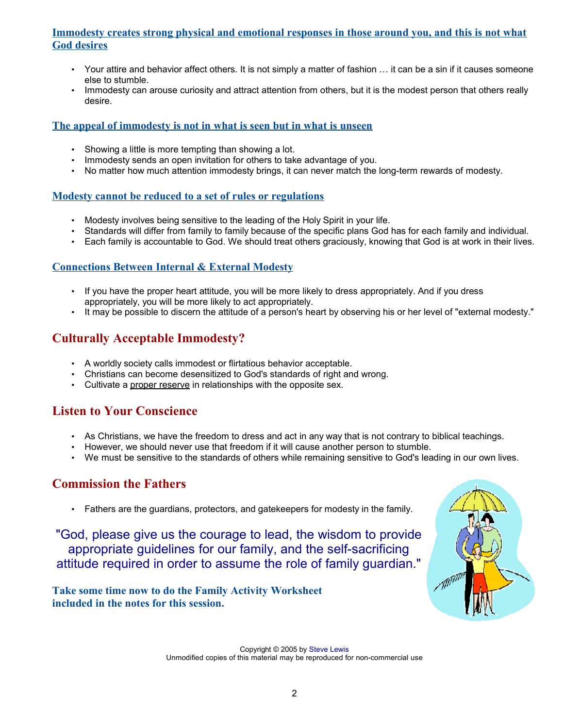### Immodesty creates strong physical and emotional responses in those around you, and this is not what God desires

- Your attire and behavior affect others. It is not simply a matter of fashion … it can be a sin if it causes someone else to stumble.
- Immodesty can arouse curiosity and attract attention from others, but it is the modest person that others really desire.

### The appeal of immodesty is not in what is seen but in what is unseen

- Showing a little is more tempting than showing a lot.
- Immodesty sends an open invitation for others to take advantage of you.
- No matter how much attention immodesty brings, it can never match the long-term rewards of modesty.

### Modesty cannot be reduced to a set of rules or regulations

- Modesty involves being sensitive to the leading of the Holy Spirit in your life.
- Standards will differ from family to family because of the specific plans God has for each family and individual.
- Each family is accountable to God. We should treat others graciously, knowing that God is at work in their lives.

### Connections Between Internal & External Modesty

- If you have the proper heart attitude, you will be more likely to dress appropriately. And if you dress appropriately, you will be more likely to act appropriately.
- It may be possible to discern the attitude of a person's heart by observing his or her level of "external modesty."

## Culturally Acceptable Immodesty?

- A worldly society calls immodest or flirtatious behavior acceptable.
- Christians can become desensitized to God's standards of right and wrong.
- Cultivate a proper reserve in relationships with the opposite sex.

## Listen to Your Conscience

- As Christians, we have the freedom to dress and act in any way that is not contrary to biblical teachings.
- However, we should never use that freedom if it will cause another person to stumble.
- We must be sensitive to the standards of others while remaining sensitive to God's leading in our own lives.

## Commission the Fathers

- Fathers are the guardians, protectors, and gatekeepers for modesty in the family.

"God, please give us the courage to lead, the wisdom to provide appropriate guidelines for our family, and the self-sacrificing attitude required in order to assume the role of family guardian."

**Take some time now to do the Family Activity Worksheet included in the notes for this session.**

Copyright © 2005 by Steve Lewis
Unmodified copies of this material may be reproduced for non-commercial use